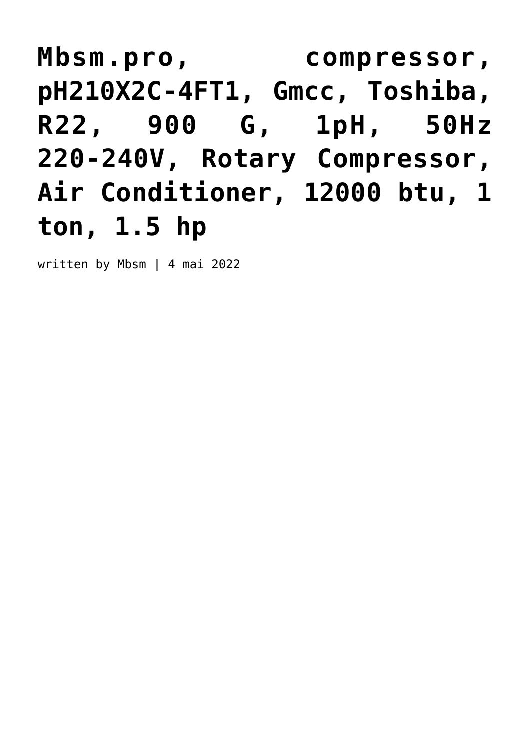# Mbsm.pro, compressor, pH210X2C-4FT1, Gmcc, Toshiba, R22, 900 G, 1pH, 50Hz 220-240V, Rotary Compressor, Air Conditioner, 12000 btu, 1 ton, 1.5 hp

written by Mbsm | 4 mai 2022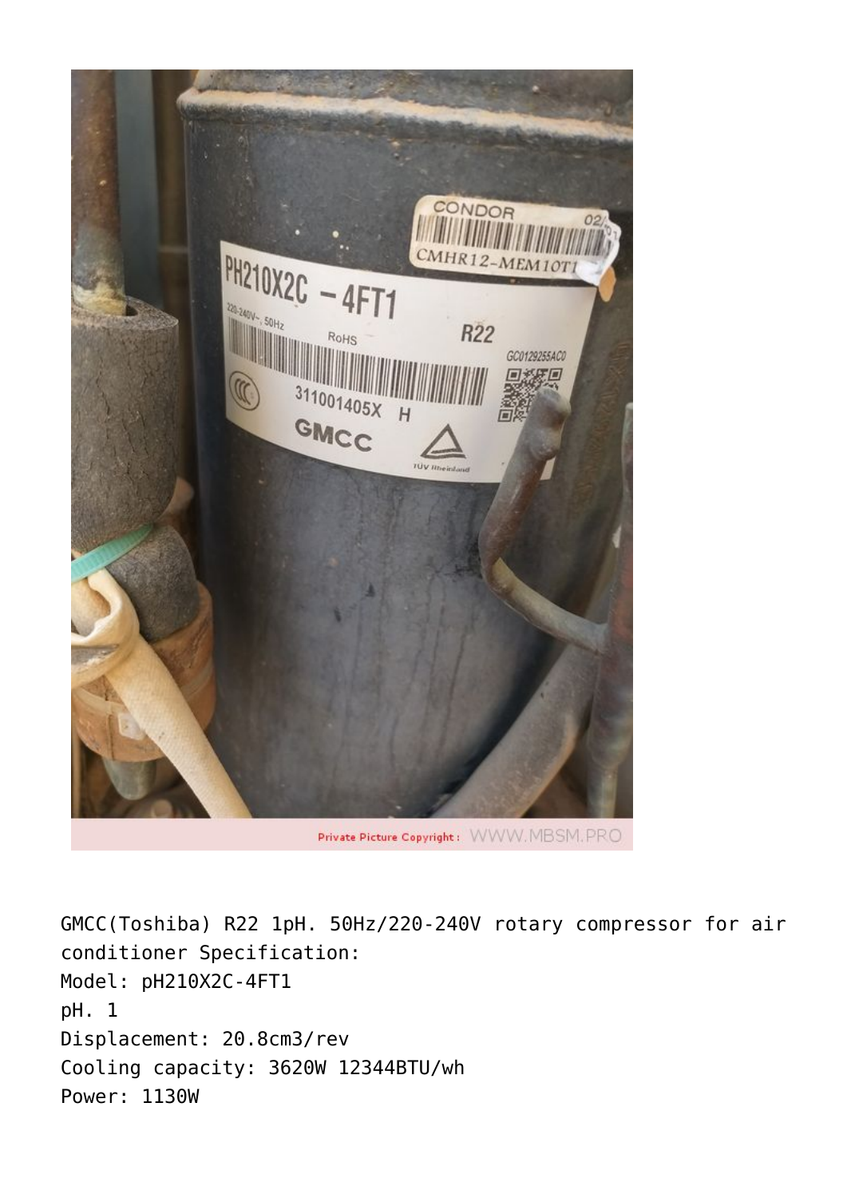GMCC(Toshiba) R22 1pH. 50Hz/220-240V rotary compressor for air conditioner Specification:

Model: pH210X2C-4FT1

pH. 1

Displacement: 20.8cm3/rev

Cooling capacity: 3620W 12344BTU/wh

Power: 1130W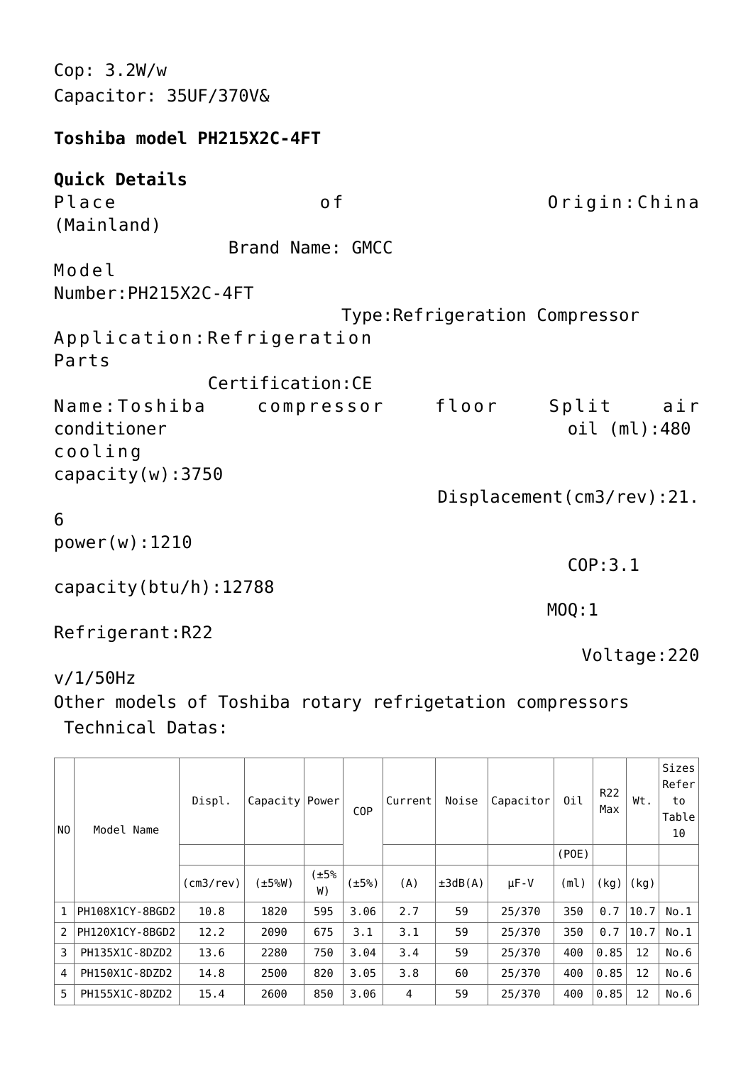Cop: 3.2W/w

Capacitor: 35UF/370V&

**Toshiba model PH215X2C-4FT**

**Quick Details**

Place of Origin:China (Mainland)

Brand Name: GMCC

Model Number:PH215X2C-4FT

Type:Refrigeration Compressor

Application:Refrigeration Parts

Certification:CE

Name:Toshiba compressor floor Split air conditioner

oil (ml):480

cooling capacity(w):3750

Displacement(cm3/rev):21.6

power(w):1210

COP:3.1

capacity(btu/h):12788

MOQ:1

Refrigerant:R22

Voltage:220 v/1/50Hz

Other models of Toshiba rotary refrigetation compressors

Technical Datas:

| NO | Model Name | Displ. | Capacity | Power | COP | Current | Noise | Capacitor | Oil | R22 Max | Wt. | Sizes Refer to Table 10 |
|---|---|---|---|---|---|---|---|---|---|---|---|---|
| | | | | | | | | | (POE) | | | |
| | | (cm3/rev) | (±5%W) | (±5% W) | (±5%) | (A) | ±3dB(A) | μF-V | (ml) | (kg) | (kg) | |
| 1 | PH108X1CY-8BGD2 | 10.8 | 1820 | 595 | 3.06 | 2.7 | 59 | 25/370 | 350 | 0.7 | 10.7 | No.1 |
| 2 | PH120X1CY-8BGD2 | 12.2 | 2090 | 675 | 3.1 | 3.1 | 59 | 25/370 | 350 | 0.7 | 10.7 | No.1 |
| 3 | PH135X1C-8DZD2 | 13.6 | 2280 | 750 | 3.04 | 3.4 | 59 | 25/370 | 400 | 0.85 | 12 | No.6 |
| 4 | PH150X1C-8DZD2 | 14.8 | 2500 | 820 | 3.05 | 3.8 | 60 | 25/370 | 400 | 0.85 | 12 | No.6 |
| 5 | PH155X1C-8DZD2 | 15.4 | 2600 | 850 | 3.06 | 4 | 59 | 25/370 | 400 | 0.85 | 12 | No.6 |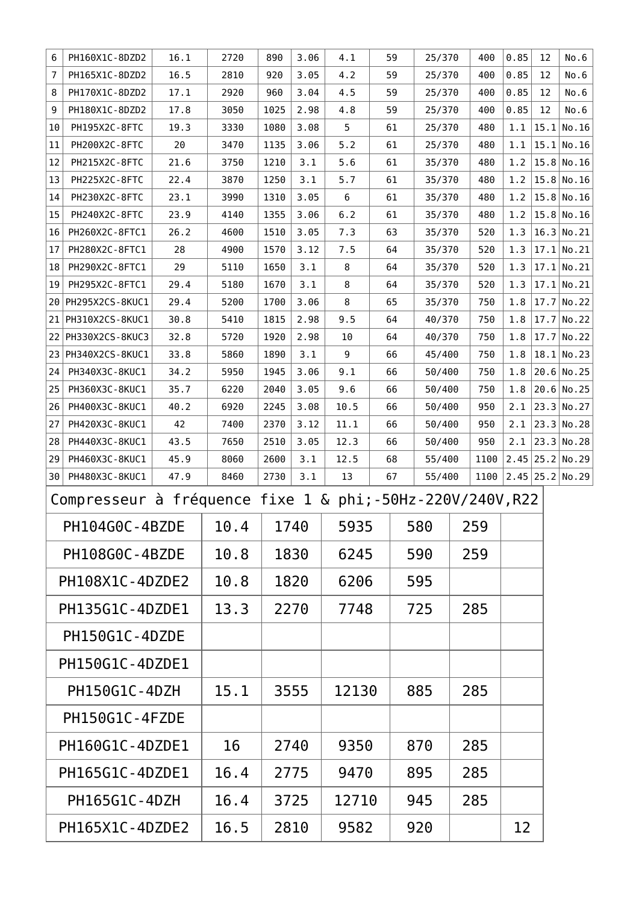| | | | | | | | | | | | | | |
|---|---|---|---|---|---|---|---|---|---|---|---|---|---|
| 6 | PH160X1C-8DZD2 | 16.1 | 2720 | 890 | 3.06 | 4.1 | 59 | 25/370 | 400 | 0.85 | 12 | No.6 |
| 7 | PH165X1C-8DZD2 | 16.5 | 2810 | 920 | 3.05 | 4.2 | 59 | 25/370 | 400 | 0.85 | 12 | No.6 |
| 8 | PH170X1C-8DZD2 | 17.1 | 2920 | 960 | 3.04 | 4.5 | 59 | 25/370 | 400 | 0.85 | 12 | No.6 |
| 9 | PH180X1C-8DZD2 | 17.8 | 3050 | 1025 | 2.98 | 4.8 | 59 | 25/370 | 400 | 0.85 | 12 | No.6 |
| 10 | PH195X2C-8FTC | 19.3 | 3330 | 1080 | 3.08 | 5 | 61 | 25/370 | 480 | 1.1 | 15.1 | No.16 |
| 11 | PH200X2C-8FTC | 20 | 3470 | 1135 | 3.06 | 5.2 | 61 | 25/370 | 480 | 1.1 | 15.1 | No.16 |
| 12 | PH215X2C-8FTC | 21.6 | 3750 | 1210 | 3.1 | 5.6 | 61 | 35/370 | 480 | 1.2 | 15.8 | No.16 |
| 13 | PH225X2C-8FTC | 22.4 | 3870 | 1250 | 3.1 | 5.7 | 61 | 35/370 | 480 | 1.2 | 15.8 | No.16 |
| 14 | PH230X2C-8FTC | 23.1 | 3990 | 1310 | 3.05 | 6 | 61 | 35/370 | 480 | 1.2 | 15.8 | No.16 |
| 15 | PH240X2C-8FTC | 23.9 | 4140 | 1355 | 3.06 | 6.2 | 61 | 35/370 | 480 | 1.2 | 15.8 | No.16 |
| 16 | PH260X2C-8FTC1 | 26.2 | 4600 | 1510 | 3.05 | 7.3 | 63 | 35/370 | 520 | 1.3 | 16.3 | No.21 |
| 17 | PH280X2C-8FTC1 | 28 | 4900 | 1570 | 3.12 | 7.5 | 64 | 35/370 | 520 | 1.3 | 17.1 | No.21 |
| 18 | PH290X2C-8FTC1 | 29 | 5110 | 1650 | 3.1 | 8 | 64 | 35/370 | 520 | 1.3 | 17.1 | No.21 |
| 19 | PH295X2C-8FTC1 | 29.4 | 5180 | 1670 | 3.1 | 8 | 64 | 35/370 | 520 | 1.3 | 17.1 | No.21 |
| 20 | PH295X2CS-8KUC1 | 29.4 | 5200 | 1700 | 3.06 | 8 | 65 | 35/370 | 750 | 1.8 | 17.7 | No.22 |
| 21 | PH310X2CS-8KUC1 | 30.8 | 5410 | 1815 | 2.98 | 9.5 | 64 | 40/370 | 750 | 1.8 | 17.7 | No.22 |
| 22 | PH330X2CS-8KUC3 | 32.8 | 5720 | 1920 | 2.98 | 10 | 64 | 40/370 | 750 | 1.8 | 17.7 | No.22 |
| 23 | PH340X2CS-8KUC1 | 33.8 | 5860 | 1890 | 3.1 | 9 | 66 | 45/400 | 750 | 1.8 | 18.1 | No.23 |
| 24 | PH340X3C-8KUC1 | 34.2 | 5950 | 1945 | 3.06 | 9.1 | 66 | 50/400 | 750 | 1.8 | 20.6 | No.25 |
| 25 | PH360X3C-8KUC1 | 35.7 | 6220 | 2040 | 3.05 | 9.6 | 66 | 50/400 | 750 | 1.8 | 20.6 | No.25 |
| 26 | PH400X3C-8KUC1 | 40.2 | 6920 | 2245 | 3.08 | 10.5 | 66 | 50/400 | 950 | 2.1 | 23.3 | No.27 |
| 27 | PH420X3C-8KUC1 | 42 | 7400 | 2370 | 3.12 | 11.1 | 66 | 50/400 | 950 | 2.1 | 23.3 | No.28 |
| 28 | PH440X3C-8KUC1 | 43.5 | 7650 | 2510 | 3.05 | 12.3 | 66 | 50/400 | 950 | 2.1 | 23.3 | No.28 |
| 29 | PH460X3C-8KUC1 | 45.9 | 8060 | 2600 | 3.1 | 12.5 | 68 | 55/400 | 1100 | 2.45 | 25.2 | No.29 |
| 30 | PH480X3C-8KUC1 | 47.9 | 8460 | 2730 | 3.1 | 13 | 67 | 55/400 | 1100 | 2.45 | 25.2 | No.29 |

| Compresseur à fréquence fixe 1 & phi;-50Hz-220V/240V,R22 | | | | | | |
|---|---|---|---|---|---|---|
| PH104G0C-4BZDE | 10.4 | 1740 | 5935 | 580 | 259 | |
| PH108G0C-4BZDE | 10.8 | 1830 | 6245 | 590 | 259 | |
| PH108X1C-4DZDE2 | 10.8 | 1820 | 6206 | 595 | | |
| PH135G1C-4DZDE1 | 13.3 | 2270 | 7748 | 725 | 285 | |
| PH150G1C-4DZDE | | | | | | |
| PH150G1C-4DZDE1 | | | | | | |
| PH150G1C-4DZH | 15.1 | 3555 | 12130 | 885 | 285 | |
| PH150G1C-4FZDE | | | | | | |
| PH160G1C-4DZDE1 | 16 | 2740 | 9350 | 870 | 285 | |
| PH165G1C-4DZDE1 | 16.4 | 2775 | 9470 | 895 | 285 | |
| PH165G1C-4DZH | 16.4 | 3725 | 12710 | 945 | 285 | |
| PH165X1C-4DZDE2 | 16.5 | 2810 | 9582 | 920 | | 12 |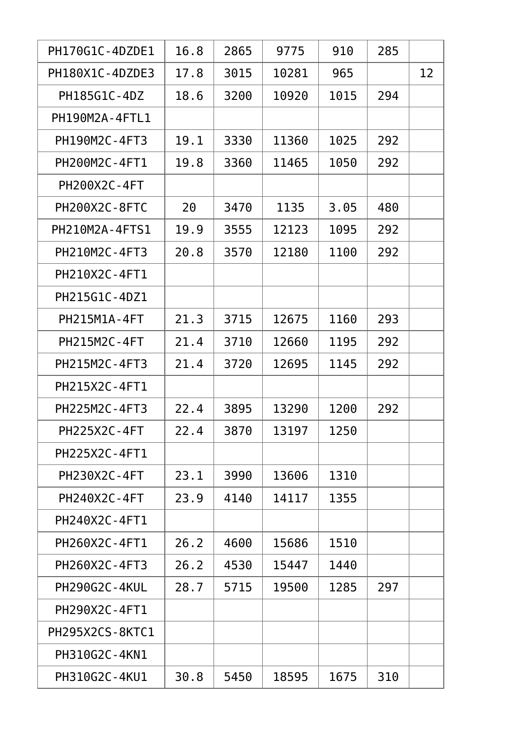| PH170G1C-4DZDE1 | 16.8 | 2865 | 9775 | 910 | 285 | |
|---|---|---|---|---|---|---|
| PH180X1C-4DZDE3 | 17.8 | 3015 | 10281 | 965 | | 12 |
| PH185G1C-4DZ | 18.6 | 3200 | 10920 | 1015 | 294 | |
| PH190M2A-4FTL1 | | | | | | |
| PH190M2C-4FT3 | 19.1 | 3330 | 11360 | 1025 | 292 | |
| PH200M2C-4FT1 | 19.8 | 3360 | 11465 | 1050 | 292 | |
| PH200X2C-4FT | | | | | | |
| PH200X2C-8FTC | 20 | 3470 | 1135 | 3.05 | 480 | |
| PH210M2A-4FTS1 | 19.9 | 3555 | 12123 | 1095 | 292 | |
| PH210M2C-4FT3 | 20.8 | 3570 | 12180 | 1100 | 292 | |
| PH210X2C-4FT1 | | | | | | |
| PH215G1C-4DZ1 | | | | | | |
| PH215M1A-4FT | 21.3 | 3715 | 12675 | 1160 | 293 | |
| PH215M2C-4FT | 21.4 | 3710 | 12660 | 1195 | 292 | |
| PH215M2C-4FT3 | 21.4 | 3720 | 12695 | 1145 | 292 | |
| PH215X2C-4FT1 | | | | | | |
| PH225M2C-4FT3 | 22.4 | 3895 | 13290 | 1200 | 292 | |
| PH225X2C-4FT | 22.4 | 3870 | 13197 | 1250 | | |
| PH225X2C-4FT1 | | | | | | |
| PH230X2C-4FT | 23.1 | 3990 | 13606 | 1310 | | |
| PH240X2C-4FT | 23.9 | 4140 | 14117 | 1355 | | |
| PH240X2C-4FT1 | | | | | | |
| PH260X2C-4FT1 | 26.2 | 4600 | 15686 | 1510 | | |
| PH260X2C-4FT3 | 26.2 | 4530 | 15447 | 1440 | | |
| PH290G2C-4KUL | 28.7 | 5715 | 19500 | 1285 | 297 | |
| PH290X2C-4FT1 | | | | | | |
| PH295X2CS-8KTC1 | | | | | | |
| PH310G2C-4KN1 | | | | | | |
| PH310G2C-4KU1 | 30.8 | 5450 | 18595 | 1675 | 310 | |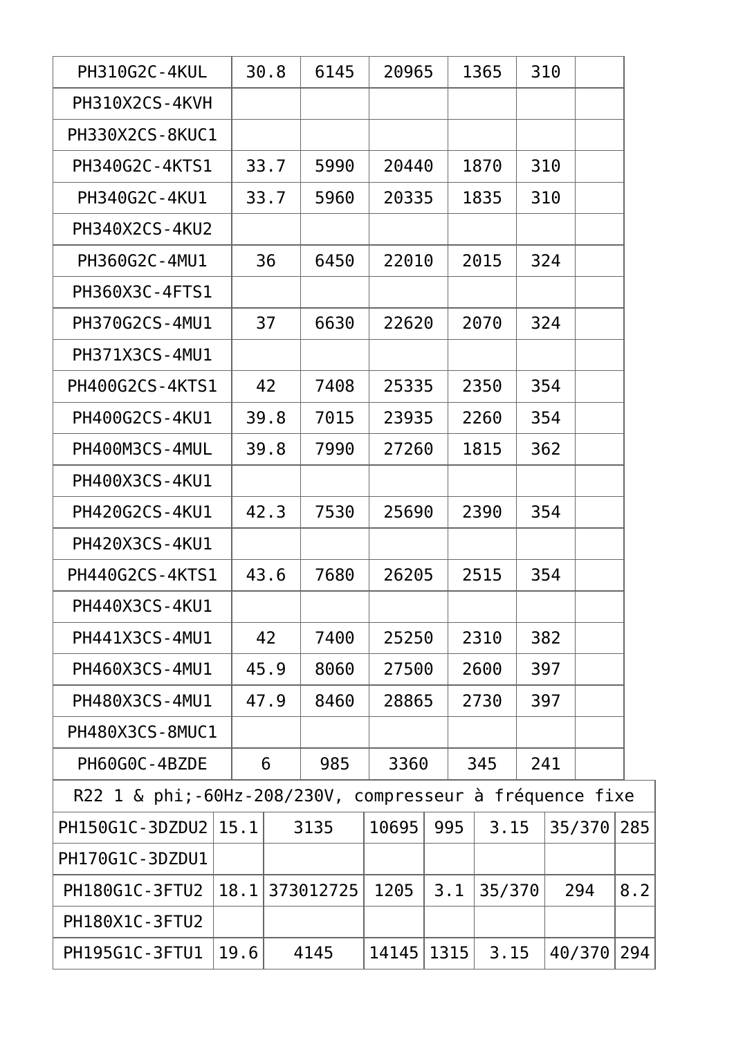| | | | | | | | |
|---|---|---|---|---|---|---|---|
| PH310G2C-4KUL | 30.8 | 6145 | 20965 | 1365 | 310 | | |
| PH310X2CS-4KVH | | | | | | | |
| PH330X2CS-8KUC1 | | | | | | | |
| PH340G2C-4KTS1 | 33.7 | 5990 | 20440 | 1870 | 310 | | |
| PH340G2C-4KU1 | 33.7 | 5960 | 20335 | 1835 | 310 | | |
| PH340X2CS-4KU2 | | | | | | | |
| PH360G2C-4MU1 | 36 | 6450 | 22010 | 2015 | 324 | | |
| PH360X3C-4FTS1 | | | | | | | |
| PH370G2CS-4MU1 | 37 | 6630 | 22620 | 2070 | 324 | | |
| PH371X3CS-4MU1 | | | | | | | |
| PH400G2CS-4KTS1 | 42 | 7408 | 25335 | 2350 | 354 | | |
| PH400G2CS-4KU1 | 39.8 | 7015 | 23935 | 2260 | 354 | | |
| PH400M3CS-4MUL | 39.8 | 7990 | 27260 | 1815 | 362 | | |
| PH400X3CS-4KU1 | | | | | | | |
| PH420G2CS-4KU1 | 42.3 | 7530 | 25690 | 2390 | 354 | | |
| PH420X3CS-4KU1 | | | | | | | |
| PH440G2CS-4KTS1 | 43.6 | 7680 | 26205 | 2515 | 354 | | |
| PH440X3CS-4KU1 | | | | | | | |
| PH441X3CS-4MU1 | 42 | 7400 | 25250 | 2310 | 382 | | |
| PH460X3CS-4MU1 | 45.9 | 8060 | 27500 | 2600 | 397 | | |
| PH480X3CS-4MU1 | 47.9 | 8460 | 28865 | 2730 | 397 | | |
| PH480X3CS-8MUC1 | | | | | | | |
| PH60G0C-4BZDE | 6 | 985 | 3360 | 345 | 241 | | |
| R22 1 & phi;-60Hz-208/230V, compresseur à fréquence fixe | | | | | | | |
| PH150G1C-3DZDU2 | 15.1 | 3135 | 10695 | 995 | 3.15 | 35/370 | 285 |
| PH170G1C-3DZDU1 | | | | | | | |
| PH180G1C-3FTU2 | 18.1 | 373012725 | 1205 | 3.1 | 35/370 | 294 | 8.2 |
| PH180X1C-3FTU2 | | | | | | | |
| PH195G1C-3FTU1 | 19.6 | 4145 | 14145 | 1315 | 3.15 | 40/370 | 294 |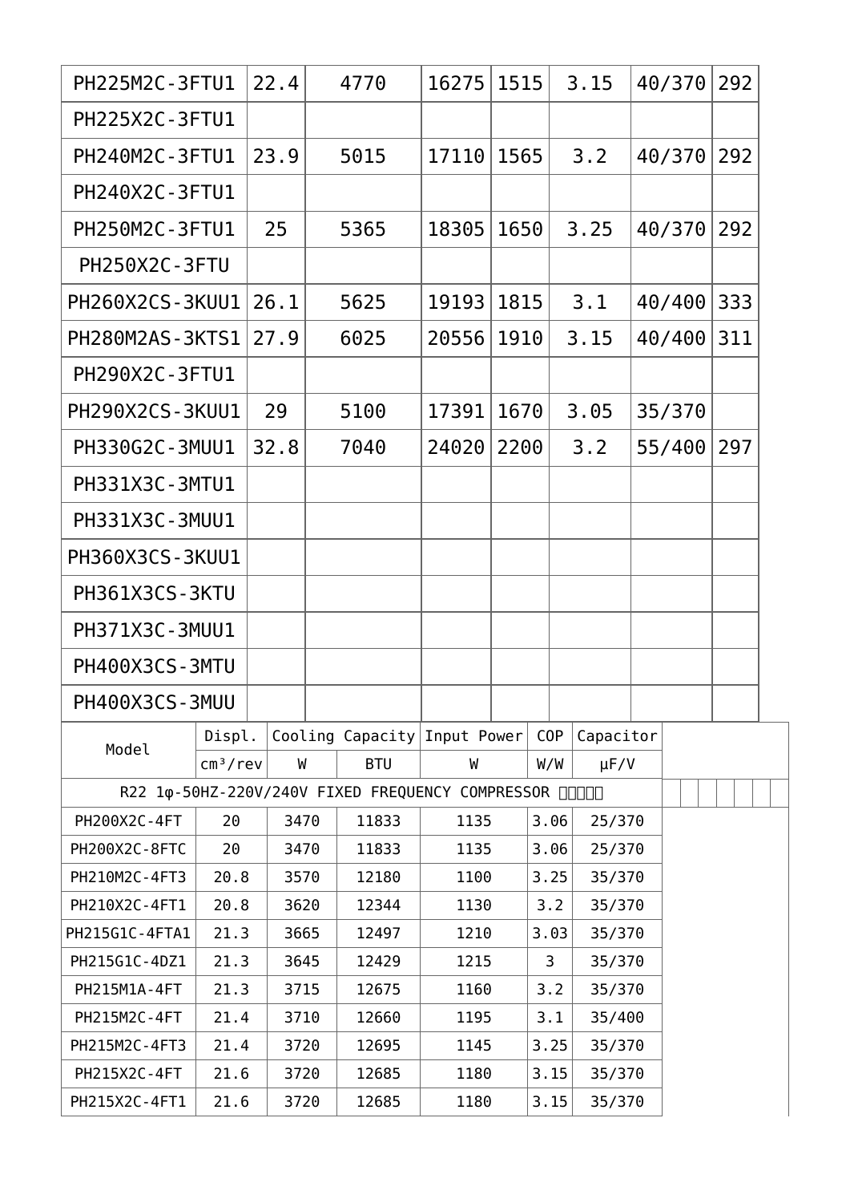| PH225M2C-3FTU1 | 22.4 | 4770 | 16275 | 1515 | 3.15 | 40/370 | 292 |
|---|---|---|---|---|---|---|---|
| PH225X2C-3FTU1 | | | | | | | |
| PH240M2C-3FTU1 | 23.9 | 5015 | 17110 | 1565 | 3.2 | 40/370 | 292 |
| PH240X2C-3FTU1 | | | | | | | |
| PH250M2C-3FTU1 | 25 | 5365 | 18305 | 1650 | 3.25 | 40/370 | 292 |
| PH250X2C-3FTU | | | | | | | |
| PH260X2CS-3KUU1 | 26.1 | 5625 | 19193 | 1815 | 3.1 | 40/400 | 333 |
| PH280M2AS-3KTS1 | 27.9 | 6025 | 20556 | 1910 | 3.15 | 40/400 | 311 |
| PH290X2C-3FTU1 | | | | | | | |
| PH290X2CS-3KUU1 | 29 | 5100 | 17391 | 1670 | 3.05 | 35/370 | |
| PH330G2C-3MUU1 | 32.8 | 7040 | 24020 | 2200 | 3.2 | 55/400 | 297 |
| PH331X3C-3MTU1 | | | | | | | |
| PH331X3C-3MUU1 | | | | | | | |
| PH360X3CS-3KUU1 | | | | | | | |
| PH361X3CS-3KTU | | | | | | | |
| PH371X3C-3MUU1 | | | | | | | |
| PH400X3CS-3MTU | | | | | | | |
| PH400X3CS-3MUU | | | | | | | |

| Model | Displ. | Cooling Capacity | | Input Power | COP | Capacitor |
|---|---|---|---|---|---|---|
| | cm³/rev | W | BTU | W | W/W | μF/V |
| R22 1φ-50HZ-220V/240V FIXED FREQUENCY COMPRESSOR | | | | | | |
| PH200X2C-4FT | 20 | 3470 | 11833 | 1135 | 3.06 | 25/370 |
| PH200X2C-8FTC | 20 | 3470 | 11833 | 1135 | 3.06 | 25/370 |
| PH210M2C-4FT3 | 20.8 | 3570 | 12180 | 1100 | 3.25 | 35/370 |
| PH210X2C-4FT1 | 20.8 | 3620 | 12344 | 1130 | 3.2 | 35/370 |
| PH215G1C-4FTA1 | 21.3 | 3665 | 12497 | 1210 | 3.03 | 35/370 |
| PH215G1C-4DZ1 | 21.3 | 3645 | 12429 | 1215 | 3 | 35/370 |
| PH215M1A-4FT | 21.3 | 3715 | 12675 | 1160 | 3.2 | 35/370 |
| PH215M2C-4FT | 21.4 | 3710 | 12660 | 1195 | 3.1 | 35/400 |
| PH215M2C-4FT3 | 21.4 | 3720 | 12695 | 1145 | 3.25 | 35/370 |
| PH215X2C-4FT | 21.6 | 3720 | 12685 | 1180 | 3.15 | 35/370 |
| PH215X2C-4FT1 | 21.6 | 3720 | 12685 | 1180 | 3.15 | 35/370 |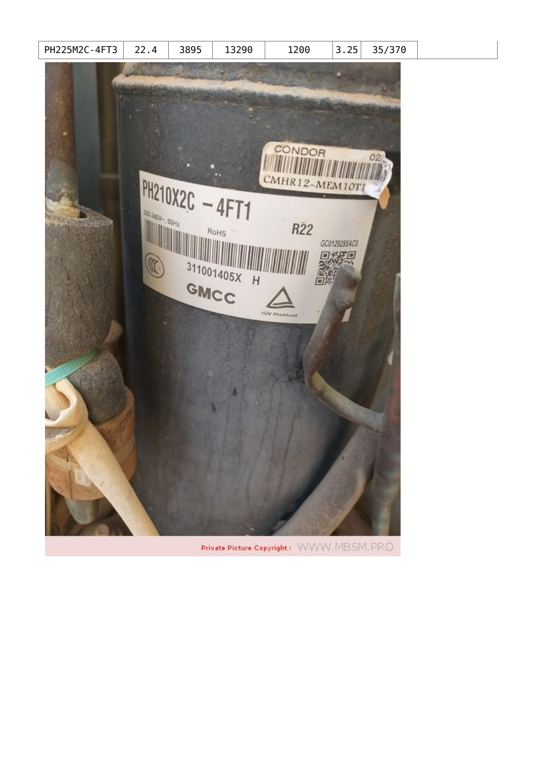| | | | | | | | |
|---|---|---|---|---|---|---|---|
| PH225M2C-4FT3 | 22.4 | 3895 | 13290 | 1200 | 3.25 | 35/370 | |